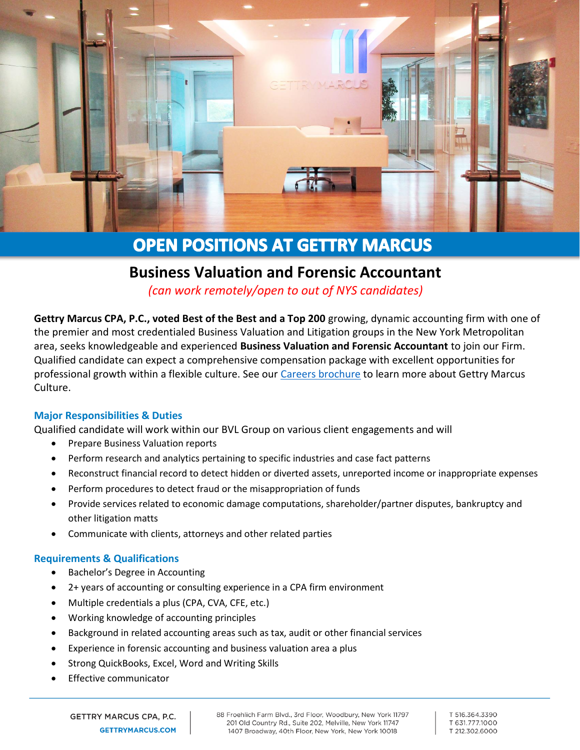# OPEN POSITIONS AT GETTRY MARCUS

## Business Valuation and Forensic Accountant

*(can work remotely/open to out of NYS candidates)*

**Gettry Marcus CPA, P.C., voted Best of the Best and a Top 200** growing, dynamic accounting firm with one of the premier and most credentialed Business Valuation and Litigation groups in the New York Metropolitan area, seeks knowledgeable and experienced **Business Valuation and Forensic Accountant** to join our Firm. Qualified candidate can expect a comprehensive compensation package with excellent opportunities for professional growth within a flexible culture. See our Careers brochure to learn more about Gettry Marcus Culture.

### Major Responsibilities & Duties

Qualified candidate will work within our BVL Group on various client engagements and will

- Prepare Business Valuation reports
- Perform research and analytics pertaining to specific industries and case fact patterns
- Reconstruct financial record to detect hidden or diverted assets, unreported income or inappropriate expenses
- Perform procedures to detect fraud or the misappropriation of funds
- Provide services related to economic damage computations, shareholder/partner disputes, bankruptcy and other litigation matts
- Communicate with clients, attorneys and other related parties

### Requirements & Qualifications

- Bachelor's Degree in Accounting
- 2+ years of accounting or consulting experience in a CPA firm environment
- Multiple credentials a plus (CPA, CVA, CFE, etc.)
- Working knowledge of accounting principles
- Background in related accounting areas such as tax, audit or other financial services
- Experience in forensic accounting and business valuation area a plus
- Strong QuickBooks, Excel, Word and Writing Skills
- Effective communicator

GETTRY MARCUS CPA, P.C.
GETTRYMARCUS.COM

88 Froehlich Farm Blvd., 3rd Floor, Woodbury, New York 11797
201 Old Country Rd., Suite 202, Melville, New York 11747
1407 Broadway, 40th Floor, New York, New York 10018

T 516.364.3390
T 631.777.1000
T 212.302.6000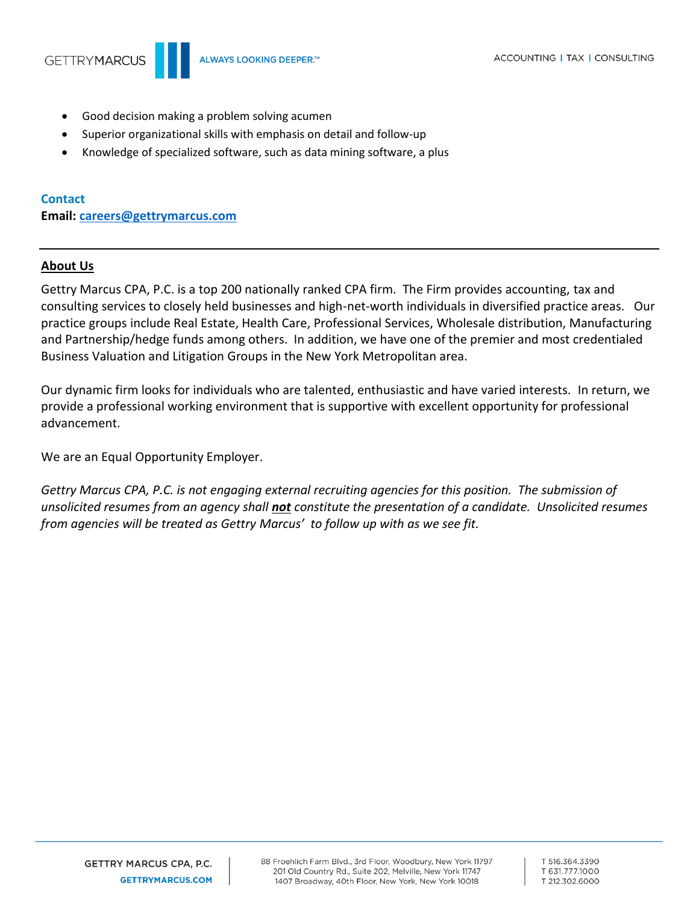- Good decision making a problem solving acumen
- Superior organizational skills with emphasis on detail and follow-up
- Knowledge of specialized software, such as data mining software, a plus

**Contact**

**Email: careers@gettrymarcus.com**

---

## About Us

Gettry Marcus CPA, P.C. is a top 200 nationally ranked CPA firm. The Firm provides accounting, tax and consulting services to closely held businesses and high-net-worth individuals in diversified practice areas. Our practice groups include Real Estate, Health Care, Professional Services, Wholesale distribution, Manufacturing and Partnership/hedge funds among others. In addition, we have one of the premier and most credentialed Business Valuation and Litigation Groups in the New York Metropolitan area.

Our dynamic firm looks for individuals who are talented, enthusiastic and have varied interests. In return, we provide a professional working environment that is supportive with excellent opportunity for professional advancement.

We are an Equal Opportunity Employer.

*Gettry Marcus CPA, P.C. is not engaging external recruiting agencies for this position. The submission of unsolicited resumes from an agency shall **not** constitute the presentation of a candidate. Unsolicited resumes from agencies will be treated as Gettry Marcus' to follow up with as we see fit.*